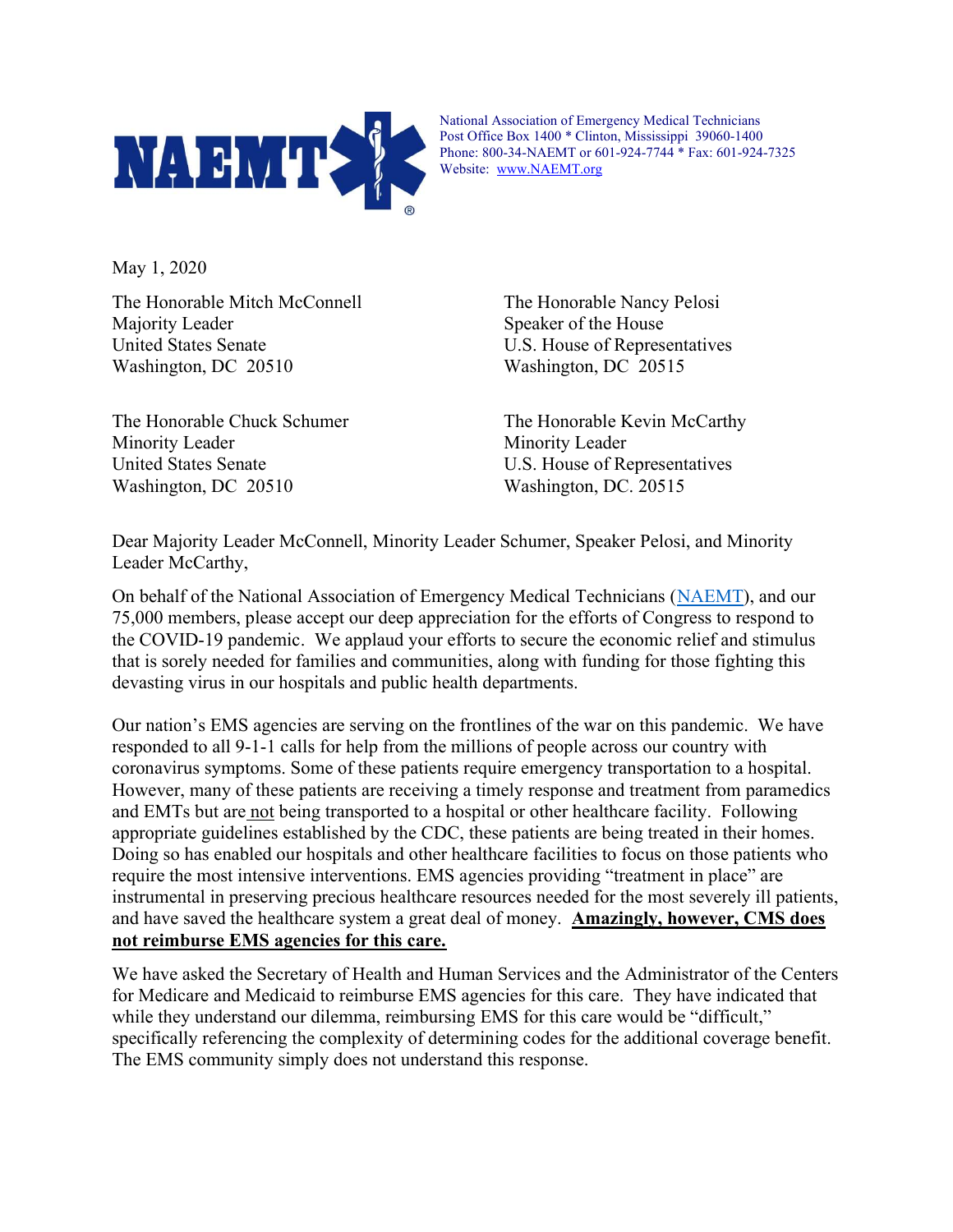NAEMT

National Association of Emergency Medical Technicians
Post Office Box 1400 * Clinton, Mississippi 39060-1400
Phone: 800-34-NAEMT or 601-924-7744 * Fax: 601-924-7325
Website: [www.NAEMT.org](http://www.NAEMT.org)

May 1, 2020

The Honorable Mitch McConnell
Majority Leader
United States Senate
Washington, DC 20510

The Honorable Nancy Pelosi
Speaker of the House
U.S. House of Representatives
Washington, DC 20515

The Honorable Chuck Schumer
Minority Leader
United States Senate
Washington, DC 20510

The Honorable Kevin McCarthy
Minority Leader
U.S. House of Representatives
Washington, DC. 20515

Dear Majority Leader McConnell, Minority Leader Schumer, Speaker Pelosi, and Minority Leader McCarthy,

On behalf of the National Association of Emergency Medical Technicians ([NAEMT](http://www.NAEMT.org)), and our 75,000 members, please accept our deep appreciation for the efforts of Congress to respond to the COVID-19 pandemic. We applaud your efforts to secure the economic relief and stimulus that is sorely needed for families and communities, along with funding for those fighting this devasting virus in our hospitals and public health departments.

Our nation's EMS agencies are serving on the frontlines of the war on this pandemic. We have responded to all 9-1-1 calls for help from the millions of people across our country with coronavirus symptoms. Some of these patients require emergency transportation to a hospital. However, many of these patients are receiving a timely response and treatment from paramedics and EMTs but are not being transported to a hospital or other healthcare facility. Following appropriate guidelines established by the CDC, these patients are being treated in their homes. Doing so has enabled our hospitals and other healthcare facilities to focus on those patients who require the most intensive interventions. EMS agencies providing "treatment in place" are instrumental in preserving precious healthcare resources needed for the most severely ill patients, and have saved the healthcare system a great deal of money. **Amazingly, however, CMS does not reimburse EMS agencies for this care.**

We have asked the Secretary of Health and Human Services and the Administrator of the Centers for Medicare and Medicaid to reimburse EMS agencies for this care. They have indicated that while they understand our dilemma, reimbursing EMS for this care would be "difficult," specifically referencing the complexity of determining codes for the additional coverage benefit. The EMS community simply does not understand this response.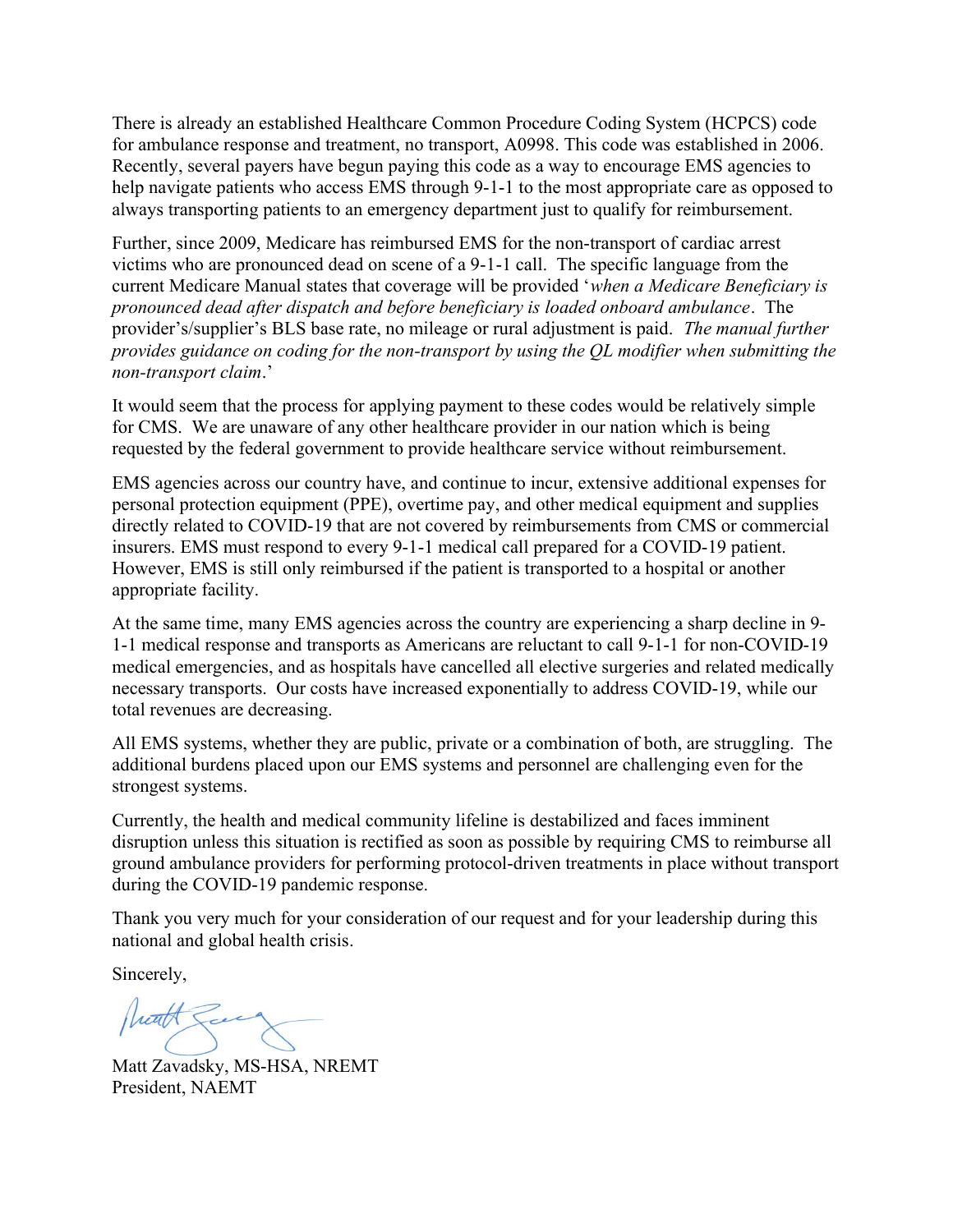There is already an established Healthcare Common Procedure Coding System (HCPCS) code for ambulance response and treatment, no transport, A0998. This code was established in 2006. Recently, several payers have begun paying this code as a way to encourage EMS agencies to help navigate patients who access EMS through 9-1-1 to the most appropriate care as opposed to always transporting patients to an emergency department just to qualify for reimbursement.

Further, since 2009, Medicare has reimbursed EMS for the non-transport of cardiac arrest victims who are pronounced dead on scene of a 9-1-1 call. The specific language from the current Medicare Manual states that coverage will be provided '*when a Medicare Beneficiary is pronounced dead after dispatch and before beneficiary is loaded onboard ambulance*. The provider's/supplier's BLS base rate, no mileage or rural adjustment is paid. *The manual further provides guidance on coding for the non-transport by using the QL modifier when submitting the non-transport claim*.'

It would seem that the process for applying payment to these codes would be relatively simple for CMS. We are unaware of any other healthcare provider in our nation which is being requested by the federal government to provide healthcare service without reimbursement.

EMS agencies across our country have, and continue to incur, extensive additional expenses for personal protection equipment (PPE), overtime pay, and other medical equipment and supplies directly related to COVID-19 that are not covered by reimbursements from CMS or commercial insurers. EMS must respond to every 9-1-1 medical call prepared for a COVID-19 patient. However, EMS is still only reimbursed if the patient is transported to a hospital or another appropriate facility.

At the same time, many EMS agencies across the country are experiencing a sharp decline in 9-1-1 medical response and transports as Americans are reluctant to call 9-1-1 for non-COVID-19 medical emergencies, and as hospitals have cancelled all elective surgeries and related medically necessary transports. Our costs have increased exponentially to address COVID-19, while our total revenues are decreasing.

All EMS systems, whether they are public, private or a combination of both, are struggling. The additional burdens placed upon our EMS systems and personnel are challenging even for the strongest systems.

Currently, the health and medical community lifeline is destabilized and faces imminent disruption unless this situation is rectified as soon as possible by requiring CMS to reimburse all ground ambulance providers for performing protocol-driven treatments in place without transport during the COVID-19 pandemic response.

Thank you very much for your consideration of our request and for your leadership during this national and global health crisis.

Sincerely,

Matt Zavadsky, MS-HSA, NREMT
President, NAEMT